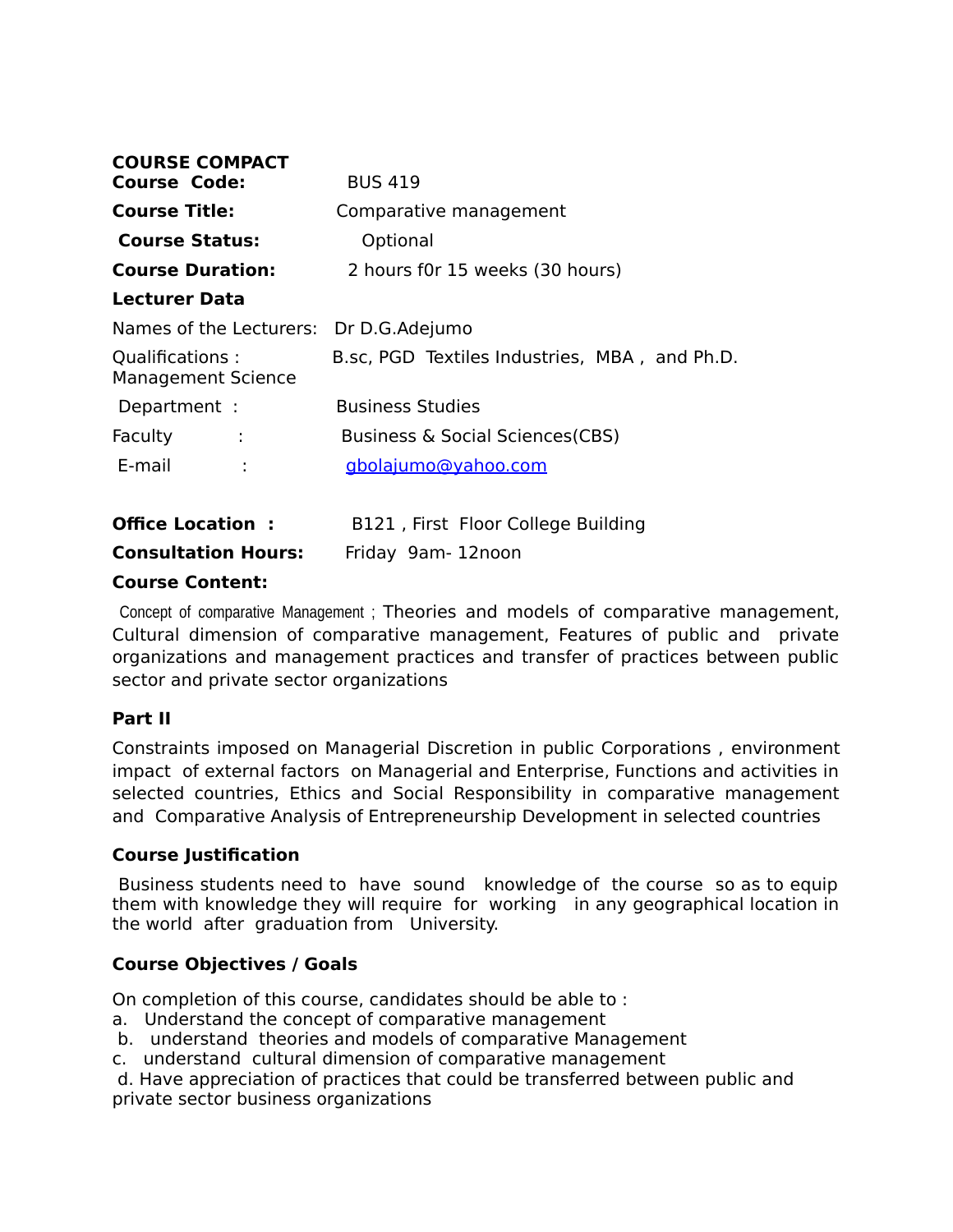**COURSE COMPACT**

**Course Code:** BUS 419

**Course Title:** Comparative management

**Course Status:** Optional

**Course Duration:** 2 hours f0r 15 weeks (30 hours)

**Lecturer Data**

Names of the Lecturers: Dr D.G.Adejumo

Qualifications : B.sc, PGD Textiles Industries, MBA , and Ph.D. Management Science

Department : Business Studies

Faculty : Business & Social Sciences(CBS)

E-mail : gbolajumo@yahoo.com

**Office Location :** B121 , First Floor College Building

**Consultation Hours:** Friday 9am- 12noon

**Course Content:**

Concept of comparative Management ; Theories and models of comparative management, Cultural dimension of comparative management, Features of public and private organizations and management practices and transfer of practices between public sector and private sector organizations

**Part II**

Constraints imposed on Managerial Discretion in public Corporations , environment impact of external factors on Managerial and Enterprise, Functions and activities in selected countries, Ethics and Social Responsibility in comparative management and Comparative Analysis of Entrepreneurship Development in selected countries

**Course Justification**

Business students need to have sound knowledge of the course so as to equip them with knowledge they will require for working in any geographical location in the world after graduation from University.

**Course Objectives / Goals**

On completion of this course, candidates should be able to :

a. Understand the concept of comparative management
b. understand theories and models of comparative Management
c. understand cultural dimension of comparative management
d. Have appreciation of practices that could be transferred between public and private sector business organizations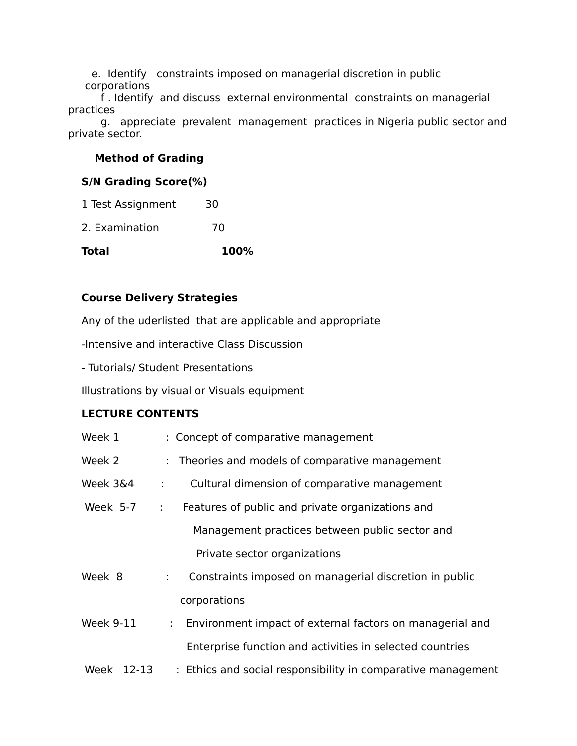e. Identify constraints imposed on managerial discretion in public corporations

f . Identify and discuss external environmental constraints on managerial practices

g. appreciate prevalent management practices in Nigeria public sector and private sector.

**Method of Grading**

| **S/N Grading** | **Score(%)** |
| --- | --- |
| 1 Test Assignment | 30 |
| 2. Examination | 70 |
| **Total** | **100%** |

**Course Delivery Strategies**

Any of the uderlisted that are applicable and appropriate

-Intensive and interactive Class Discussion

- Tutorials/ Student Presentations

Illustrations by visual or Visuals equipment

**LECTURE CONTENTS**

Week 1 : Concept of comparative management

Week 2 : Theories and models of comparative management

Week 3&4 : Cultural dimension of comparative management

Week 5-7 : Features of public and private organizations and Management practices between public sector and Private sector organizations

Week 8 : Constraints imposed on managerial discretion in public corporations

Week 9-11 : Environment impact of external factors on managerial and Enterprise function and activities in selected countries

Week 12-13 : Ethics and social responsibility in comparative management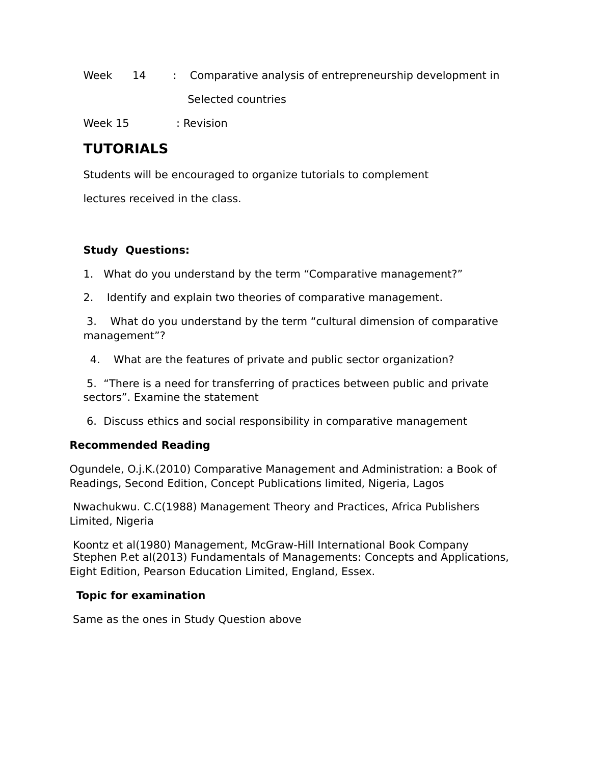Week 14 : Comparative analysis of entrepreneurship development in Selected countries

Week 15 : Revision

## TUTORIALS

Students will be encouraged to organize tutorials to complement lectures received in the class.

**Study Questions:**

1. What do you understand by the term "Comparative management?"
2. Identify and explain two theories of comparative management.
3. What do you understand by the term "cultural dimension of comparative management"?
4. What are the features of private and public sector organization?
5. "There is a need for transferring of practices between public and private sectors". Examine the statement
6. Discuss ethics and social responsibility in comparative management

**Recommended Reading**

Ogundele, O.j.K.(2010) Comparative Management and Administration: a Book of Readings, Second Edition, Concept Publications limited, Nigeria, Lagos

Nwachukwu. C.C(1988) Management Theory and Practices, Africa Publishers Limited, Nigeria

Koontz et al(1980) Management, McGraw-Hill International Book Company

Stephen P.et al(2013) Fundamentals of Managements: Concepts and Applications, Eight Edition, Pearson Education Limited, England, Essex.

**Topic for examination**

Same as the ones in Study Question above